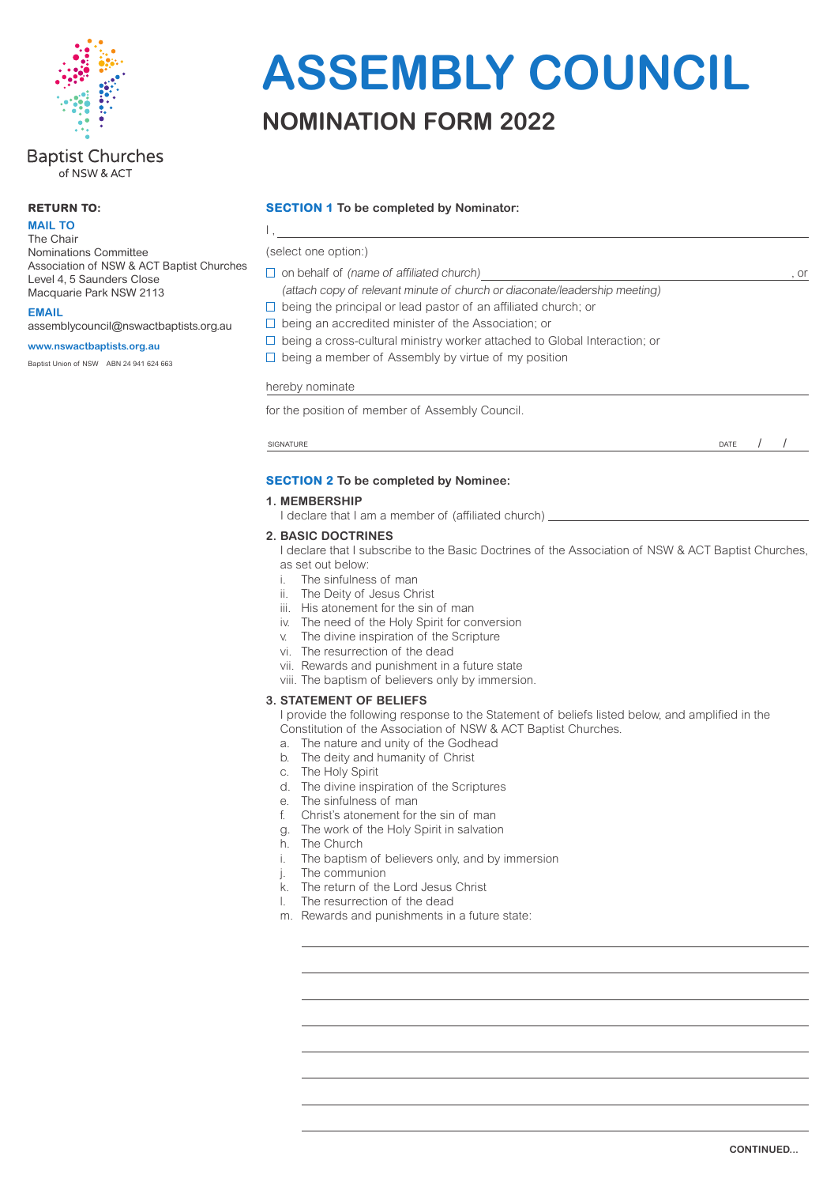Baptist Churches of NSW & ACT

# ASSEMBLY COUNCIL

## NOMINATION FORM 2022

**RETURN TO:**

**MAIL TO**
The Chair
Nominations Committee
Association of NSW & ACT Baptist Churches
Level 4, 5 Saunders Close
Macquarie Park NSW 2113

**EMAIL**
assemblycouncil@nswactbaptists.org.au

**www.nswactbaptists.org.au**

Baptist Union of NSW ABN 24 941 624 663

### SECTION 1 To be completed by Nominator:

I , ____________________________________________

(select one option:)

- ☐ on behalf of *(name of affiliated church)* ____________________________ , or
  *(attach copy of relevant minute of church or diaconate/leadership meeting)*
- ☐ being the principal or lead pastor of an affiliated church; or
- ☐ being an accredited minister of the Association; or
- ☐ being a cross-cultural ministry worker attached to Global Interaction; or
- ☐ being a member of Assembly by virtue of my position

hereby nominate ____________________________________________

for the position of member of Assembly Council.

SIGNATURE ____________________________ DATE / /

### SECTION 2 To be completed by Nominee:

**1. MEMBERSHIP**

I declare that I am a member of (affiliated church) ____________________________

**2. BASIC DOCTRINES**

I declare that I subscribe to the Basic Doctrines of the Association of NSW & ACT Baptist Churches, as set out below:

i. The sinfulness of man
ii. The Deity of Jesus Christ
iii. His atonement for the sin of man
iv. The need of the Holy Spirit for conversion
v. The divine inspiration of the Scripture
vi. The resurrection of the dead
vii. Rewards and punishment in a future state
viii. The baptism of believers only by immersion.

**3. STATEMENT OF BELIEFS**

I provide the following response to the Statement of beliefs listed below, and amplified in the Constitution of the Association of NSW & ACT Baptist Churches.

a. The nature and unity of the Godhead
b. The deity and humanity of Christ
c. The Holy Spirit
d. The divine inspiration of the Scriptures
e. The sinfulness of man
f. Christ's atonement for the sin of man
g. The work of the Holy Spirit in salvation
h. The Church
i. The baptism of believers only, and by immersion
j. The communion
k. The return of the Lord Jesus Christ
l. The resurrection of the dead
m. Rewards and punishments in a future state:

____________________________________________

____________________________________________

____________________________________________

____________________________________________

____________________________________________

____________________________________________

____________________________________________

____________________________________________

CONTINUED...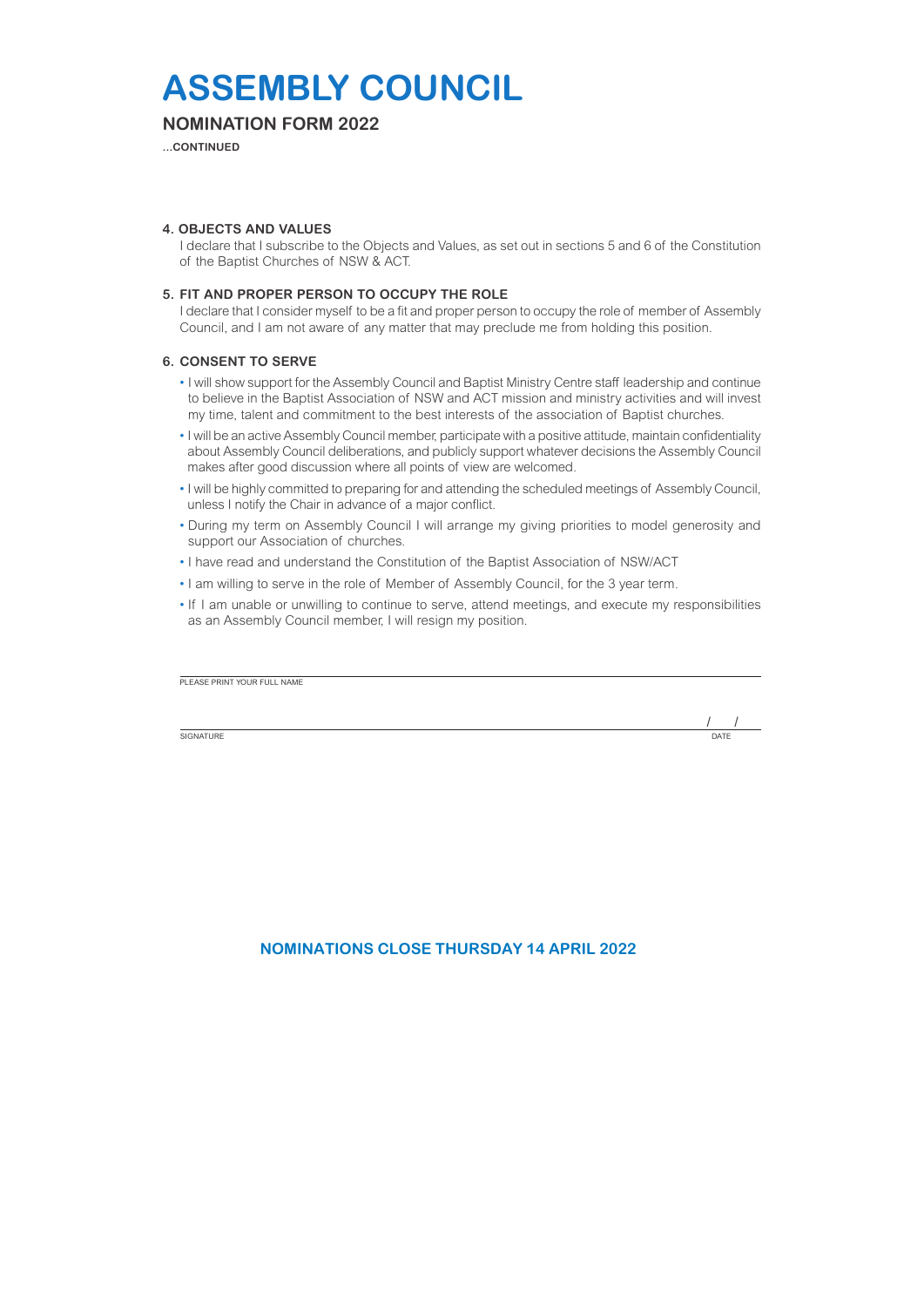# ASSEMBLY COUNCIL

## NOMINATION FORM 2022

**...CONTINUED**

### 4. OBJECTS AND VALUES

I declare that I subscribe to the Objects and Values, as set out in sections 5 and 6 of the Constitution of the Baptist Churches of NSW & ACT.

### 5. FIT AND PROPER PERSON TO OCCUPY THE ROLE

I declare that I consider myself to be a fit and proper person to occupy the role of member of Assembly Council, and I am not aware of any matter that may preclude me from holding this position.

### 6. CONSENT TO SERVE

- I will show support for the Assembly Council and Baptist Ministry Centre staff leadership and continue to believe in the Baptist Association of NSW and ACT mission and ministry activities and will invest my time, talent and commitment to the best interests of the association of Baptist churches.
- I will be an active Assembly Council member, participate with a positive attitude, maintain confidentiality about Assembly Council deliberations, and publicly support whatever decisions the Assembly Council makes after good discussion where all points of view are welcomed.
- I will be highly committed to preparing for and attending the scheduled meetings of Assembly Council, unless I notify the Chair in advance of a major conflict.
- During my term on Assembly Council I will arrange my giving priorities to model generosity and support our Association of churches.
- I have read and understand the Constitution of the Baptist Association of NSW/ACT
- I am willing to serve in the role of Member of Assembly Council, for the 3 year term.
- If I am unable or unwilling to continue to serve, attend meetings, and execute my responsibilities as an Assembly Council member, I will resign my position.

PLEASE PRINT YOUR FULL NAME

SIGNATURE

/ /
DATE

**NOMINATIONS CLOSE THURSDAY 14 APRIL 2022**